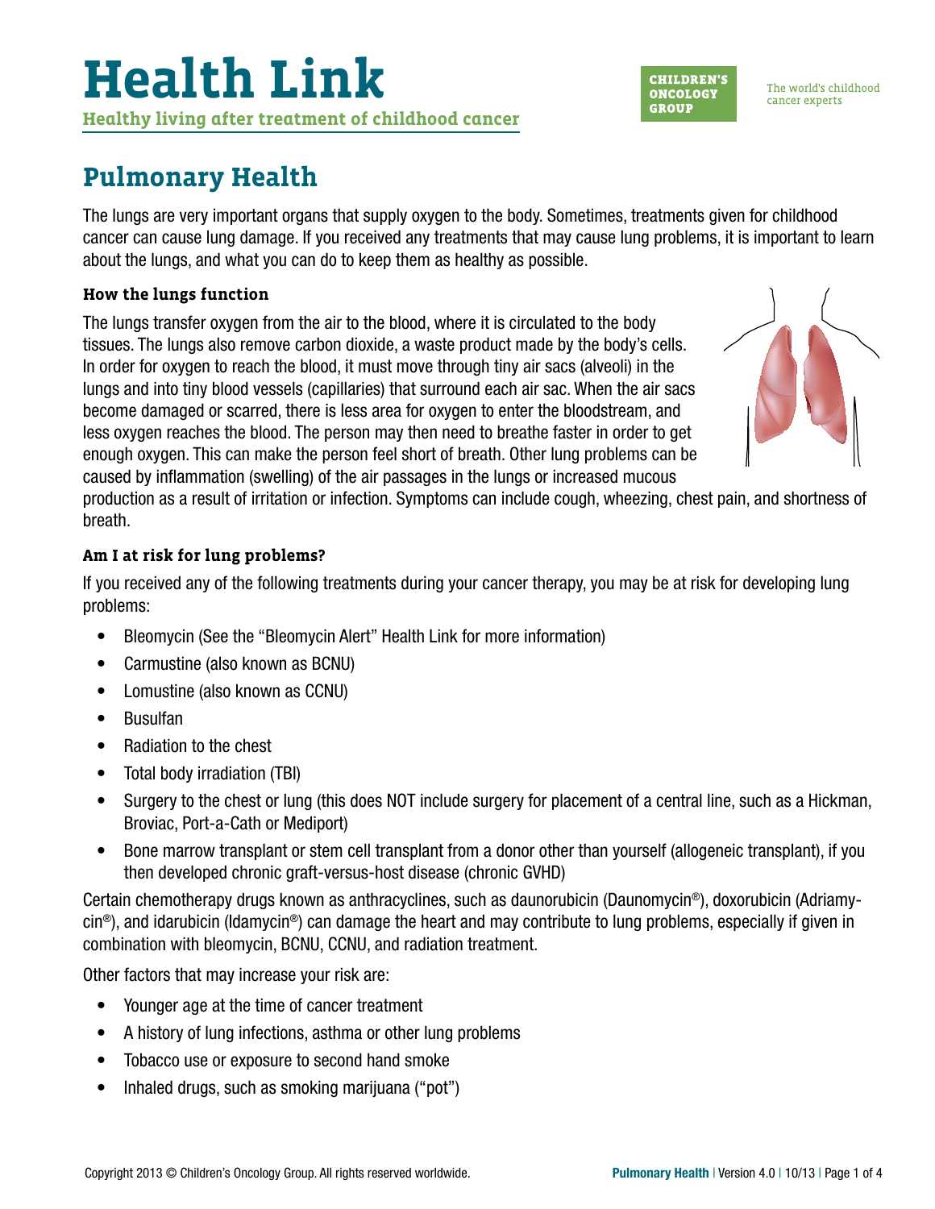# Health Link

**Healthy living after treatment of childhood cancer**

CHILDREN'S ONCOLOGY GROUP

The world's childhood cancer experts

## Pulmonary Health

The lungs are very important organs that supply oxygen to the body. Sometimes, treatments given for childhood cancer can cause lung damage. If you received any treatments that may cause lung problems, it is important to learn about the lungs, and what you can do to keep them as healthy as possible.

### How the lungs function

The lungs transfer oxygen from the air to the blood, where it is circulated to the body tissues. The lungs also remove carbon dioxide, a waste product made by the body's cells. In order for oxygen to reach the blood, it must move through tiny air sacs (alveoli) in the lungs and into tiny blood vessels (capillaries) that surround each air sac. When the air sacs become damaged or scarred, there is less area for oxygen to enter the bloodstream, and less oxygen reaches the blood. The person may then need to breathe faster in order to get enough oxygen. This can make the person feel short of breath. Other lung problems can be caused by inflammation (swelling) of the air passages in the lungs or increased mucous production as a result of irritation or infection. Symptoms can include cough, wheezing, chest pain, and shortness of breath.

### Am I at risk for lung problems?

If you received any of the following treatments during your cancer therapy, you may be at risk for developing lung problems:

- Bleomycin (See the "Bleomycin Alert" Health Link for more information)
- Carmustine (also known as BCNU)
- Lomustine (also known as CCNU)
- Busulfan
- Radiation to the chest
- Total body irradiation (TBI)
- Surgery to the chest or lung (this does NOT include surgery for placement of a central line, such as a Hickman, Broviac, Port-a-Cath or Mediport)
- Bone marrow transplant or stem cell transplant from a donor other than yourself (allogeneic transplant), if you then developed chronic graft-versus-host disease (chronic GVHD)

Certain chemotherapy drugs known as anthracyclines, such as daunorubicin (Daunomycin®), doxorubicin (Adriamycin®), and idarubicin (Idamycin®) can damage the heart and may contribute to lung problems, especially if given in combination with bleomycin, BCNU, CCNU, and radiation treatment.

Other factors that may increase your risk are:

- Younger age at the time of cancer treatment
- A history of lung infections, asthma or other lung problems
- Tobacco use or exposure to second hand smoke
- Inhaled drugs, such as smoking marijuana ("pot")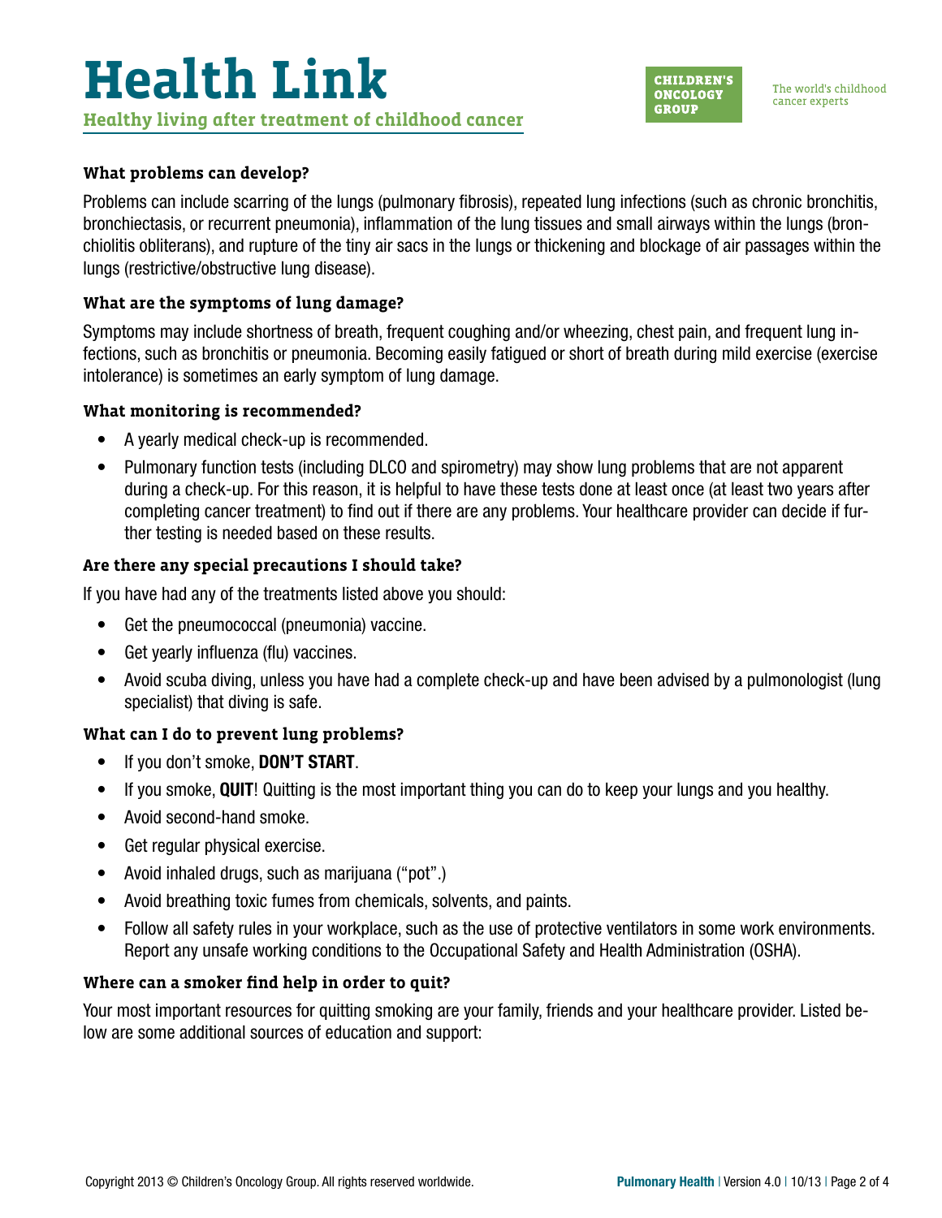### What problems can develop?

Problems can include scarring of the lungs (pulmonary fibrosis), repeated lung infections (such as chronic bronchitis, bronchiectasis, or recurrent pneumonia), inflammation of the lung tissues and small airways within the lungs (bronchiolitis obliterans), and rupture of the tiny air sacs in the lungs or thickening and blockage of air passages within the lungs (restrictive/obstructive lung disease).

### What are the symptoms of lung damage?

Symptoms may include shortness of breath, frequent coughing and/or wheezing, chest pain, and frequent lung infections, such as bronchitis or pneumonia. Becoming easily fatigued or short of breath during mild exercise (exercise intolerance) is sometimes an early symptom of lung damage.

### What monitoring is recommended?

- A yearly medical check-up is recommended.
- Pulmonary function tests (including DLCO and spirometry) may show lung problems that are not apparent during a check-up. For this reason, it is helpful to have these tests done at least once (at least two years after completing cancer treatment) to find out if there are any problems. Your healthcare provider can decide if further testing is needed based on these results.

### Are there any special precautions I should take?

If you have had any of the treatments listed above you should:

- Get the pneumococcal (pneumonia) vaccine.
- Get yearly influenza (flu) vaccines.
- Avoid scuba diving, unless you have had a complete check-up and have been advised by a pulmonologist (lung specialist) that diving is safe.

### What can I do to prevent lung problems?

- If you don't smoke, **DON'T START**.
- If you smoke, **QUIT**! Quitting is the most important thing you can do to keep your lungs and you healthy.
- Avoid second-hand smoke.
- Get regular physical exercise.
- Avoid inhaled drugs, such as marijuana ("pot".)
- Avoid breathing toxic fumes from chemicals, solvents, and paints.
- Follow all safety rules in your workplace, such as the use of protective ventilators in some work environments. Report any unsafe working conditions to the Occupational Safety and Health Administration (OSHA).

### Where can a smoker find help in order to quit?

Your most important resources for quitting smoking are your family, friends and your healthcare provider. Listed below are some additional sources of education and support: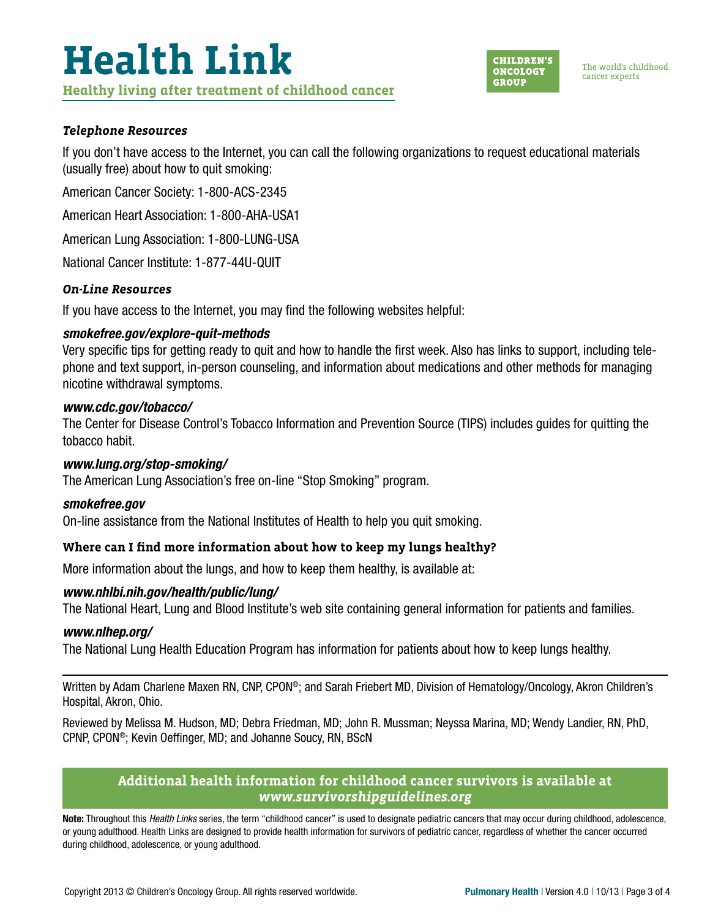### *Telephone Resources*

If you don't have access to the Internet, you can call the following organizations to request educational materials (usually free) about how to quit smoking:

American Cancer Society: 1-800-ACS-2345

American Heart Association: 1-800-AHA-USA1

American Lung Association: 1-800-LUNG-USA

National Cancer Institute: 1-877-44U-QUIT

### *On-Line Resources*

If you have access to the Internet, you may find the following websites helpful:

***smokefree.gov/explore-quit-methods***
Very specific tips for getting ready to quit and how to handle the first week. Also has links to support, including telephone and text support, in-person counseling, and information about medications and other methods for managing nicotine withdrawal symptoms.

***www.cdc.gov/tobacco/***
The Center for Disease Control's Tobacco Information and Prevention Source (TIPS) includes guides for quitting the tobacco habit.

***www.lung.org/stop-smoking/***
The American Lung Association's free on-line "Stop Smoking" program.

***smokefree.gov***
On-line assistance from the National Institutes of Health to help you quit smoking.

### Where can I find more information about how to keep my lungs healthy?

More information about the lungs, and how to keep them healthy, is available at:

***www.nhlbi.nih.gov/health/public/lung/***
The National Heart, Lung and Blood Institute's web site containing general information for patients and families.

***www.nlhep.org/***
The National Lung Health Education Program has information for patients about how to keep lungs healthy.

---

Written by Adam Charlene Maxen RN, CNP, CPON®; and Sarah Friebert MD, Division of Hematology/Oncology, Akron Children's Hospital, Akron, Ohio.

Reviewed by Melissa M. Hudson, MD; Debra Friedman, MD; John R. Mussman; Neyssa Marina, MD; Wendy Landier, RN, PhD, CPNP, CPON®; Kevin Oeffinger, MD; and Johanne Soucy, RN, BScN

**Additional health information for childhood cancer survivors is available at *www.survivorshipguidelines.org***

**Note:** Throughout this *Health Links* series, the term "childhood cancer" is used to designate pediatric cancers that may occur during childhood, adolescence, or young adulthood. Health Links are designed to provide health information for survivors of pediatric cancer, regardless of whether the cancer occurred during childhood, adolescence, or young adulthood.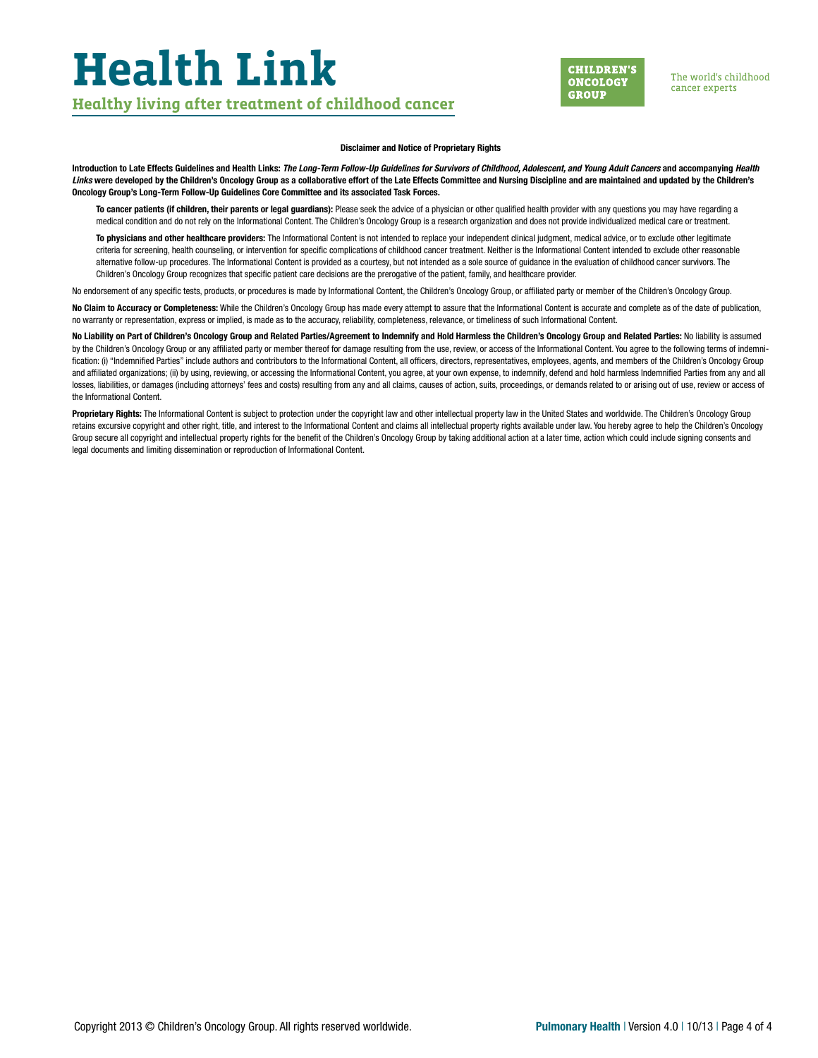**Disclaimer and Notice of Proprietary Rights**

**Introduction to Late Effects Guidelines and Health Links:** ***The Long-Term Follow-Up Guidelines for Survivors of Childhood, Adolescent, and Young Adult Cancers*** **and accompanying** ***Health Links*** **were developed by the Children's Oncology Group as a collaborative effort of the Late Effects Committee and Nursing Discipline and are maintained and updated by the Children's Oncology Group's Long-Term Follow-Up Guidelines Core Committee and its associated Task Forces.**

**To cancer patients (if children, their parents or legal guardians):** Please seek the advice of a physician or other qualified health provider with any questions you may have regarding a medical condition and do not rely on the Informational Content. The Children's Oncology Group is a research organization and does not provide individualized medical care or treatment.

**To physicians and other healthcare providers:** The Informational Content is not intended to replace your independent clinical judgment, medical advice, or to exclude other legitimate criteria for screening, health counseling, or intervention for specific complications of childhood cancer treatment. Neither is the Informational Content intended to exclude other reasonable alternative follow-up procedures. The Informational Content is provided as a courtesy, but not intended as a sole source of guidance in the evaluation of childhood cancer survivors. The Children's Oncology Group recognizes that specific patient care decisions are the prerogative of the patient, family, and healthcare provider.

No endorsement of any specific tests, products, or procedures is made by Informational Content, the Children's Oncology Group, or affiliated party or member of the Children's Oncology Group.

**No Claim to Accuracy or Completeness:** While the Children's Oncology Group has made every attempt to assure that the Informational Content is accurate and complete as of the date of publication, no warranty or representation, express or implied, is made as to the accuracy, reliability, completeness, relevance, or timeliness of such Informational Content.

**No Liability on Part of Children's Oncology Group and Related Parties/Agreement to Indemnify and Hold Harmless the Children's Oncology Group and Related Parties:** No liability is assumed by the Children's Oncology Group or any affiliated party or member thereof for damage resulting from the use, review, or access of the Informational Content. You agree to the following terms of indemnification: (i) "Indemnified Parties" include authors and contributors to the Informational Content, all officers, directors, representatives, employees, agents, and members of the Children's Oncology Group and affiliated organizations; (ii) by using, reviewing, or accessing the Informational Content, you agree, at your own expense, to indemnify, defend and hold harmless Indemnified Parties from any and all losses, liabilities, or damages (including attorneys' fees and costs) resulting from any and all claims, causes of action, suits, proceedings, or demands related to or arising out of use, review or access of the Informational Content.

**Proprietary Rights:** The Informational Content is subject to protection under the copyright law and other intellectual property law in the United States and worldwide. The Children's Oncology Group retains excursive copyright and other right, title, and interest to the Informational Content and claims all intellectual property rights available under law. You hereby agree to help the Children's Oncology Group secure all copyright and intellectual property rights for the benefit of the Children's Oncology Group by taking additional action at a later time, action which could include signing consents and legal documents and limiting dissemination or reproduction of Informational Content.